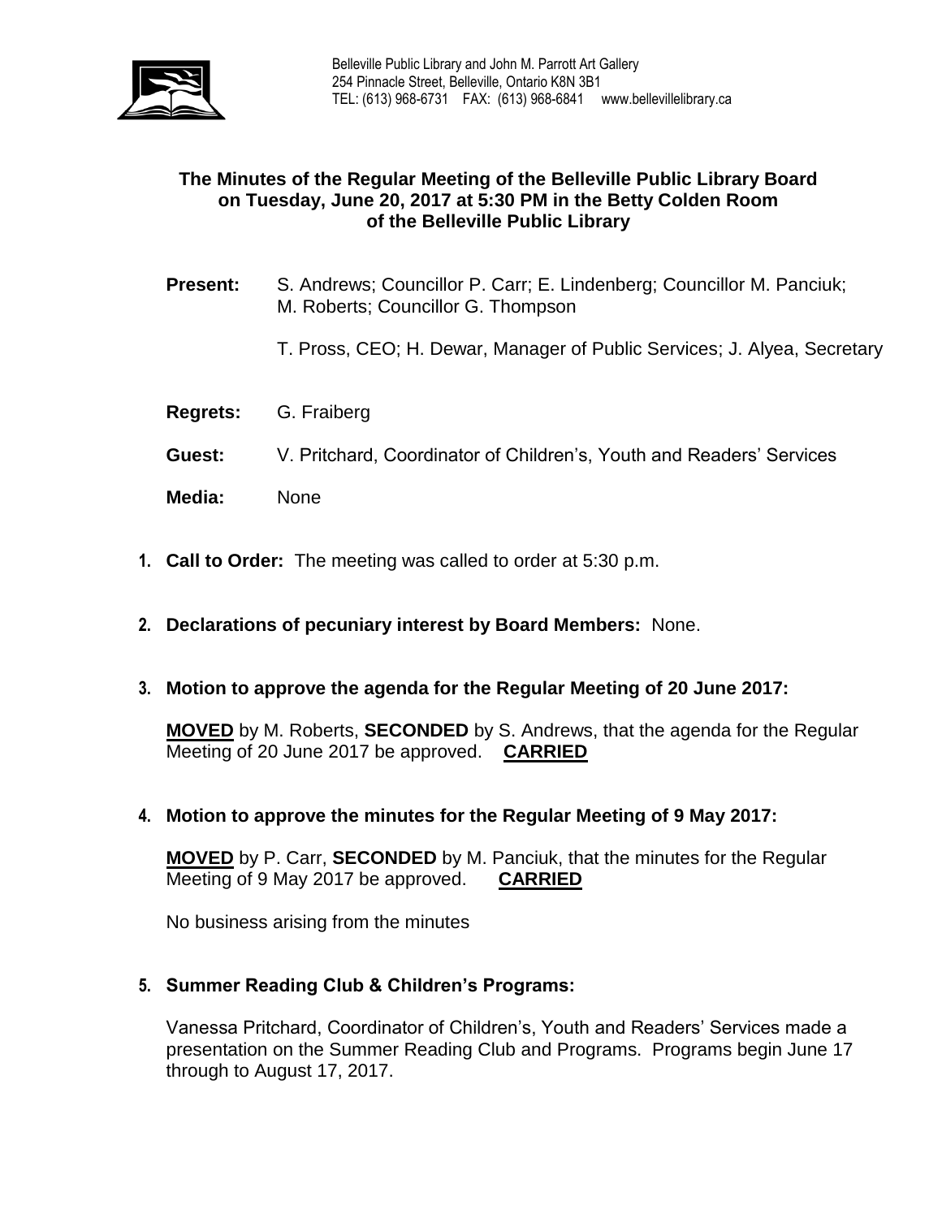Belleville Public Library and John M. Parrott Art Gallery
254 Pinnacle Street, Belleville, Ontario K8N 3B1
TEL: (613) 968-6731 FAX: (613) 968-6841 www.bellevillelibrary.ca

## The Minutes of the Regular Meeting of the Belleville Public Library Board on Tuesday, June 20, 2017 at 5:30 PM in the Betty Colden Room of the Belleville Public Library

**Present:** S. Andrews; Councillor P. Carr; E. Lindenberg; Councillor M. Panciuk; M. Roberts; Councillor G. Thompson

T. Pross, CEO; H. Dewar, Manager of Public Services; J. Alyea, Secretary

**Regrets:** G. Fraiberg

**Guest:** V. Pritchard, Coordinator of Children's, Youth and Readers' Services

**Media:** None

1. **Call to Order:** The meeting was called to order at 5:30 p.m.

2. **Declarations of pecuniary interest by Board Members:** None.

3. **Motion to approve the agenda for the Regular Meeting of 20 June 2017:**

   **MOVED** by M. Roberts, **SECONDED** by S. Andrews, that the agenda for the Regular Meeting of 20 June 2017 be approved. **CARRIED**

4. **Motion to approve the minutes for the Regular Meeting of 9 May 2017:**

   **MOVED** by P. Carr, **SECONDED** by M. Panciuk, that the minutes for the Regular Meeting of 9 May 2017 be approved. **CARRIED**

   No business arising from the minutes

5. **Summer Reading Club & Children's Programs:**

   Vanessa Pritchard, Coordinator of Children's, Youth and Readers' Services made a presentation on the Summer Reading Club and Programs. Programs begin June 17 through to August 17, 2017.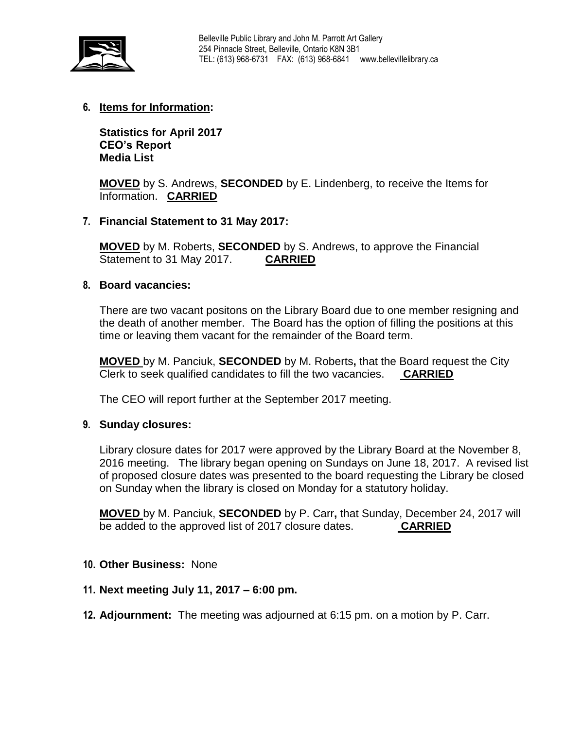Belleville Public Library and John M. Parrott Art Gallery
254 Pinnacle Street, Belleville, Ontario K8N 3B1
TEL: (613) 968-6731 FAX: (613) 968-6841 www.bellevillelibrary.ca

**6. Items for Information:**

**Statistics for April 2017**
**CEO's Report**
**Media List**

**MOVED** by S. Andrews, **SECONDED** by E. Lindenberg, to receive the Items for Information. **CARRIED**

**7. Financial Statement to 31 May 2017:**

**MOVED** by M. Roberts, **SECONDED** by S. Andrews, to approve the Financial Statement to 31 May 2017. **CARRIED**

**8. Board vacancies:**

There are two vacant positons on the Library Board due to one member resigning and the death of another member. The Board has the option of filling the positions at this time or leaving them vacant for the remainder of the Board term.

**MOVED** by M. Panciuk, **SECONDED** by M. Roberts**,** that the Board request the City Clerk to seek qualified candidates to fill the two vacancies. **CARRIED**

The CEO will report further at the September 2017 meeting.

**9. Sunday closures:**

Library closure dates for 2017 were approved by the Library Board at the November 8, 2016 meeting. The library began opening on Sundays on June 18, 2017. A revised list of proposed closure dates was presented to the board requesting the Library be closed on Sunday when the library is closed on Monday for a statutory holiday.

**MOVED** by M. Panciuk, **SECONDED** by P. Carr**,** that Sunday, December 24, 2017 will be added to the approved list of 2017 closure dates. **CARRIED**

**10. Other Business:** None

**11. Next meeting July 11, 2017 – 6:00 pm.**

**12. Adjournment:** The meeting was adjourned at 6:15 pm. on a motion by P. Carr.